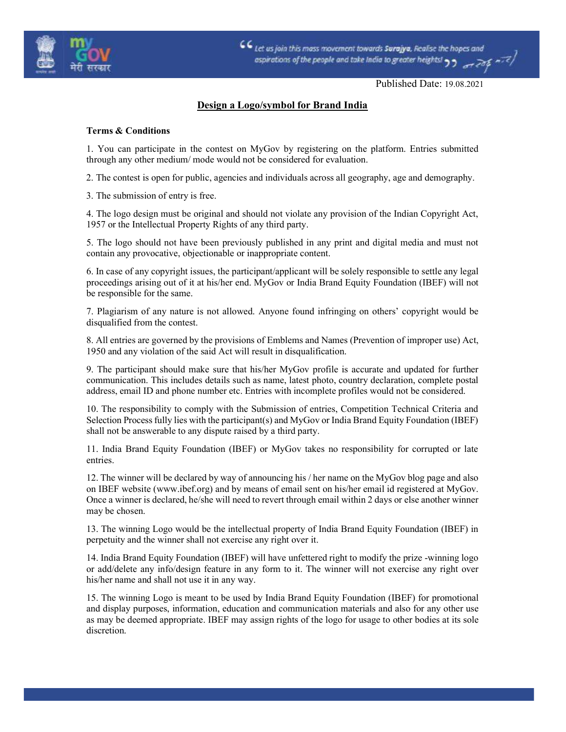Published Date: 19.08.2021

# Design a Logo/symbol for Brand India

**Terms & Conditions**

1. You can participate in the contest on MyGov by registering on the platform. Entries submitted through any other medium/ mode would not be considered for evaluation.

2. The contest is open for public, agencies and individuals across all geography, age and demography.

3. The submission of entry is free.

4. The logo design must be original and should not violate any provision of the Indian Copyright Act, 1957 or the Intellectual Property Rights of any third party.

5. The logo should not have been previously published in any print and digital media and must not contain any provocative, objectionable or inappropriate content.

6. In case of any copyright issues, the participant/applicant will be solely responsible to settle any legal proceedings arising out of it at his/her end. MyGov or India Brand Equity Foundation (IBEF) will not be responsible for the same.

7. Plagiarism of any nature is not allowed. Anyone found infringing on others' copyright would be disqualified from the contest.

8. All entries are governed by the provisions of Emblems and Names (Prevention of improper use) Act, 1950 and any violation of the said Act will result in disqualification.

9. The participant should make sure that his/her MyGov profile is accurate and updated for further communication. This includes details such as name, latest photo, country declaration, complete postal address, email ID and phone number etc. Entries with incomplete profiles would not be considered.

10. The responsibility to comply with the Submission of entries, Competition Technical Criteria and Selection Process fully lies with the participant(s) and MyGov or India Brand Equity Foundation (IBEF) shall not be answerable to any dispute raised by a third party.

11. India Brand Equity Foundation (IBEF) or MyGov takes no responsibility for corrupted or late entries.

12. The winner will be declared by way of announcing his / her name on the MyGov blog page and also on IBEF website (www.ibef.org) and by means of email sent on his/her email id registered at MyGov. Once a winner is declared, he/she will need to revert through email within 2 days or else another winner may be chosen.

13. The winning Logo would be the intellectual property of India Brand Equity Foundation (IBEF) in perpetuity and the winner shall not exercise any right over it.

14. India Brand Equity Foundation (IBEF) will have unfettered right to modify the prize -winning logo or add/delete any info/design feature in any form to it. The winner will not exercise any right over his/her name and shall not use it in any way.

15. The winning Logo is meant to be used by India Brand Equity Foundation (IBEF) for promotional and display purposes, information, education and communication materials and also for any other use as may be deemed appropriate. IBEF may assign rights of the logo for usage to other bodies at its sole discretion.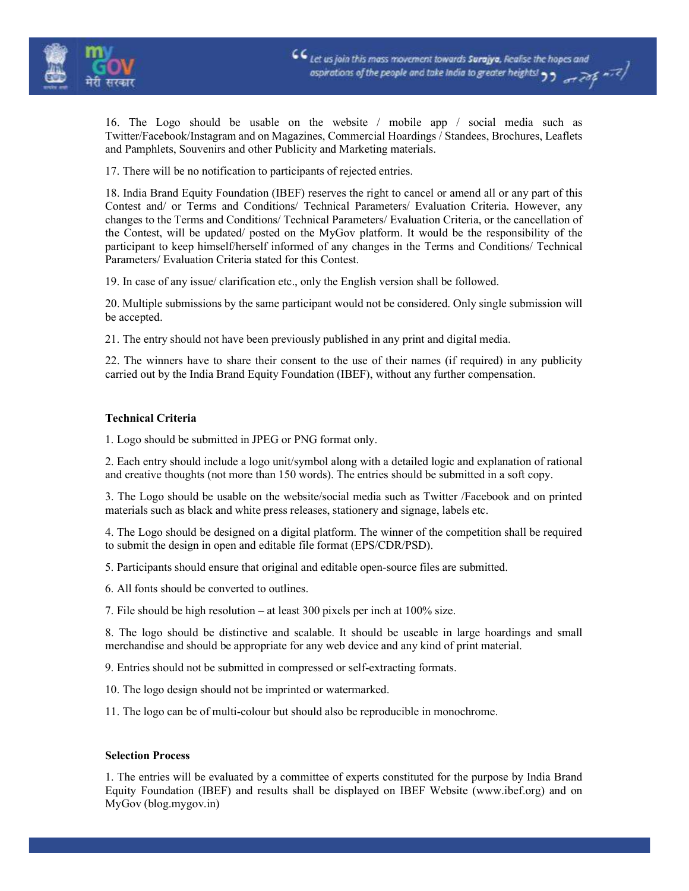16. The Logo should be usable on the website / mobile app / social media such as Twitter/Facebook/Instagram and on Magazines, Commercial Hoardings / Standees, Brochures, Leaflets and Pamphlets, Souvenirs and other Publicity and Marketing materials.

17. There will be no notification to participants of rejected entries.

18. India Brand Equity Foundation (IBEF) reserves the right to cancel or amend all or any part of this Contest and/ or Terms and Conditions/ Technical Parameters/ Evaluation Criteria. However, any changes to the Terms and Conditions/ Technical Parameters/ Evaluation Criteria, or the cancellation of the Contest, will be updated/ posted on the MyGov platform. It would be the responsibility of the participant to keep himself/herself informed of any changes in the Terms and Conditions/ Technical Parameters/ Evaluation Criteria stated for this Contest.

19. In case of any issue/ clarification etc., only the English version shall be followed.

20. Multiple submissions by the same participant would not be considered. Only single submission will be accepted.

21. The entry should not have been previously published in any print and digital media.

22. The winners have to share their consent to the use of their names (if required) in any publicity carried out by the India Brand Equity Foundation (IBEF), without any further compensation.

**Technical Criteria**

1. Logo should be submitted in JPEG or PNG format only.

2. Each entry should include a logo unit/symbol along with a detailed logic and explanation of rational and creative thoughts (not more than 150 words). The entries should be submitted in a soft copy.

3. The Logo should be usable on the website/social media such as Twitter /Facebook and on printed materials such as black and white press releases, stationery and signage, labels etc.

4. The Logo should be designed on a digital platform. The winner of the competition shall be required to submit the design in open and editable file format (EPS/CDR/PSD).

5. Participants should ensure that original and editable open-source files are submitted.

6. All fonts should be converted to outlines.

7. File should be high resolution – at least 300 pixels per inch at 100% size.

8. The logo should be distinctive and scalable. It should be useable in large hoardings and small merchandise and should be appropriate for any web device and any kind of print material.

9. Entries should not be submitted in compressed or self-extracting formats.

10. The logo design should not be imprinted or watermarked.

11. The logo can be of multi-colour but should also be reproducible in monochrome.

**Selection Process**

1. The entries will be evaluated by a committee of experts constituted for the purpose by India Brand Equity Foundation (IBEF) and results shall be displayed on IBEF Website (www.ibef.org) and on MyGov (blog.mygov.in)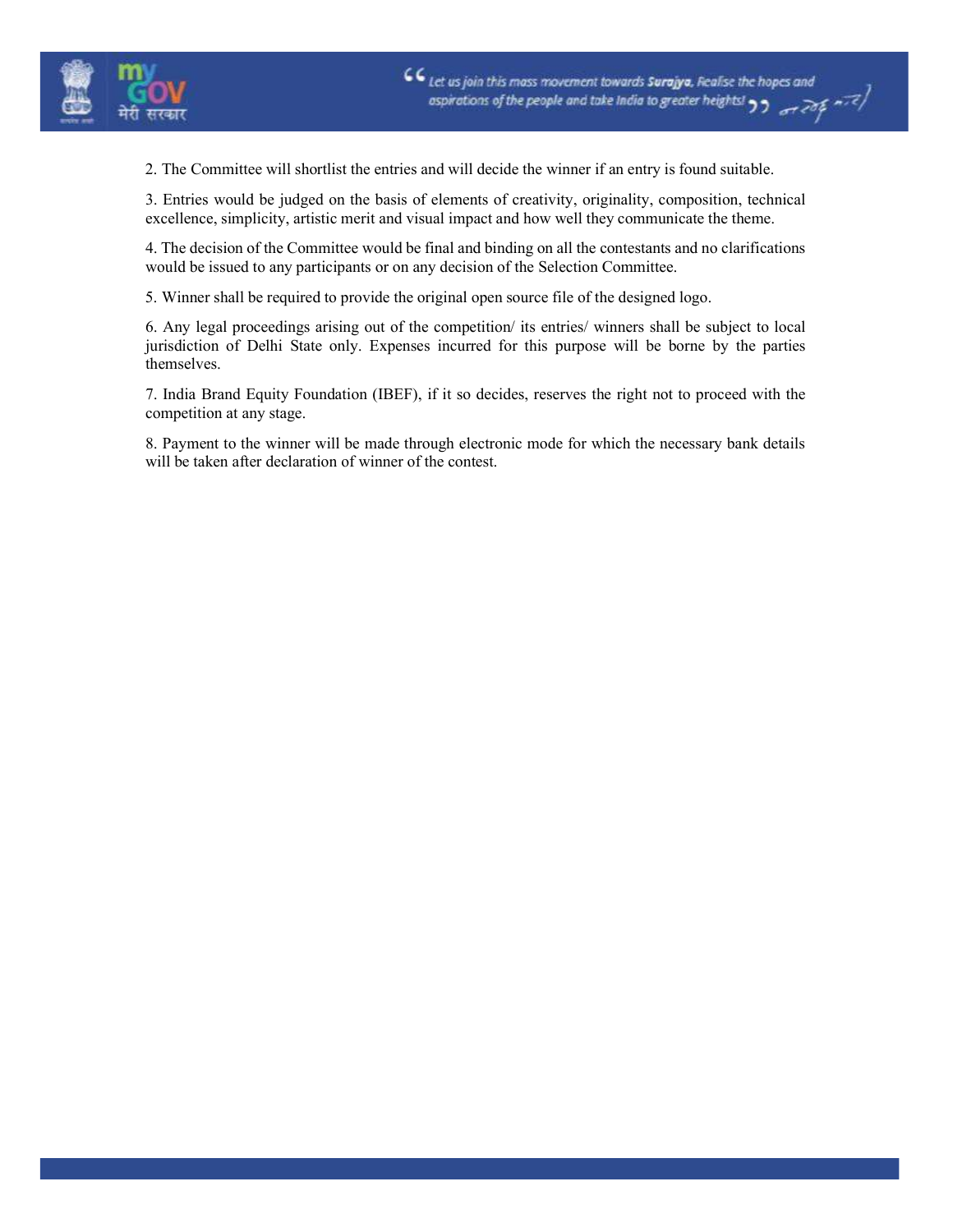2. The Committee will shortlist the entries and will decide the winner if an entry is found suitable.

3. Entries would be judged on the basis of elements of creativity, originality, composition, technical excellence, simplicity, artistic merit and visual impact and how well they communicate the theme.

4. The decision of the Committee would be final and binding on all the contestants and no clarifications would be issued to any participants or on any decision of the Selection Committee.

5. Winner shall be required to provide the original open source file of the designed logo.

6. Any legal proceedings arising out of the competition/ its entries/ winners shall be subject to local jurisdiction of Delhi State only. Expenses incurred for this purpose will be borne by the parties themselves.

7. India Brand Equity Foundation (IBEF), if it so decides, reserves the right not to proceed with the competition at any stage.

8. Payment to the winner will be made through electronic mode for which the necessary bank details will be taken after declaration of winner of the contest.